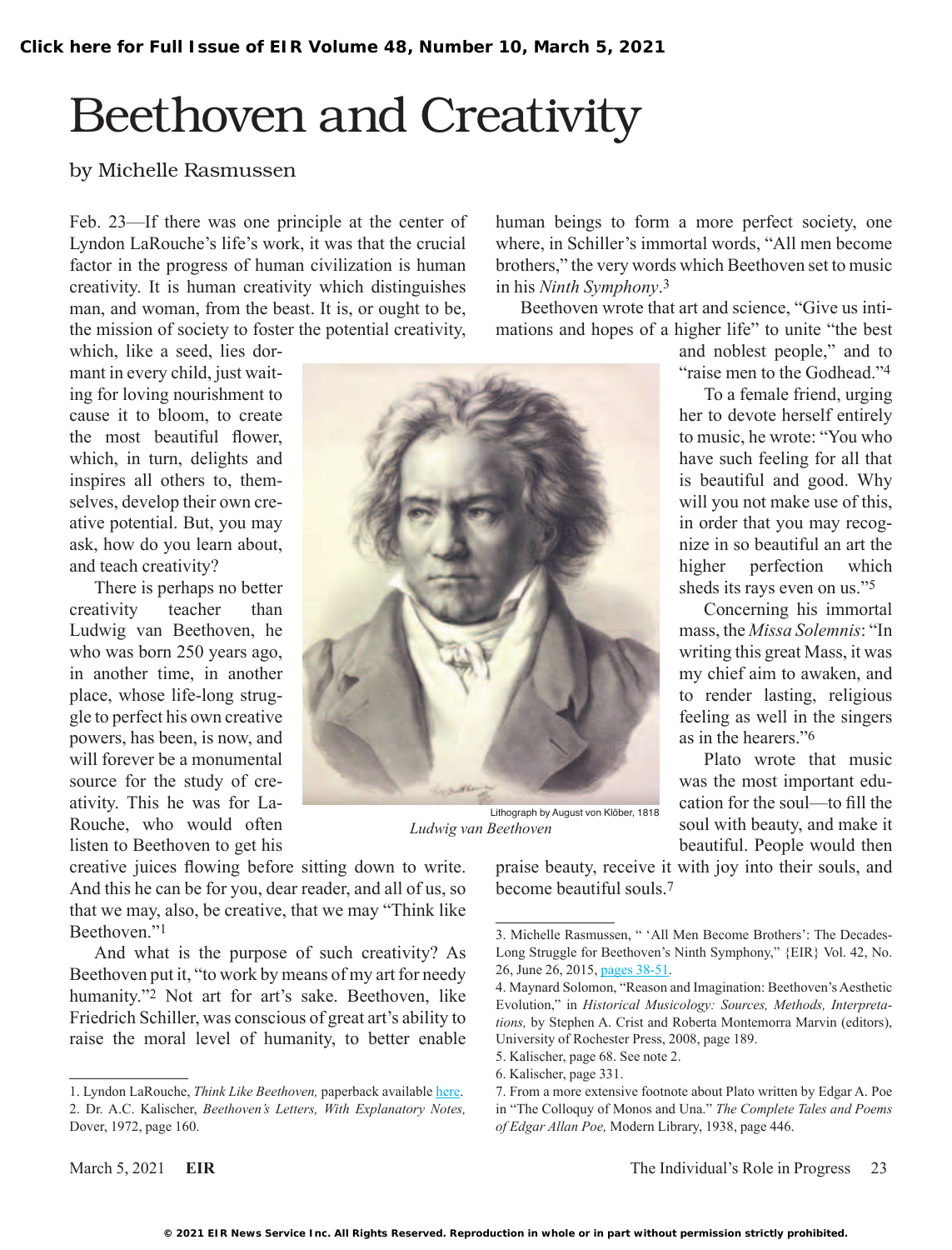Click here for Full Issue of EIR Volume 48, Number 10, March 5, 2021

# Beethoven and Creativity

by Michelle Rasmussen

Feb. 23—If there was one principle at the center of Lyndon LaRouche's life's work, it was that the crucial factor in the progress of human civilization is human creativity. It is human creativity which distinguishes man, and woman, from the beast. It is, or ought to be, the mission of society to foster the potential creativity, which, like a seed, lies dormant in every child, just waiting for loving nourishment to cause it to bloom, to create the most beautiful flower, which, in turn, delights and inspires all others to, themselves, develop their own creative potential. But, you may ask, how do you learn about, and teach creativity?

There is perhaps no better creativity teacher than Ludwig van Beethoven, he who was born 250 years ago, in another time, in another place, whose life-long struggle to perfect his own creative powers, has been, is now, and will forever be a monumental source for the study of creativity. This he was for LaRouche, who would often listen to Beethoven to get his creative juices flowing before sitting down to write. And this he can be for you, dear reader, and all of us, so that we may, also, be creative, that we may "Think like Beethoven."[1]

Lithograph by August von Klöber, 1818
*Ludwig van Beethoven*

And what is the purpose of such creativity? As Beethoven put it, "to work by means of my art for needy humanity."[2] Not art for art's sake. Beethoven, like Friedrich Schiller, was conscious of great art's ability to raise the moral level of humanity, to better enable human beings to form a more perfect society, one where, in Schiller's immortal words, "All men become brothers," the very words which Beethoven set to music in his *Ninth Symphony*.[3]

Beethoven wrote that art and science, "Give us intimations and hopes of a higher life" to unite "the best and noblest people," and to "raise men to the Godhead."[4]

To a female friend, urging her to devote herself entirely to music, he wrote: "You who have such feeling for all that is beautiful and good. Why will you not make use of this, in order that you may recognize in so beautiful an art the higher perfection which sheds its rays even on us."[5]

Concerning his immortal mass, the *Missa Solemnis*: "In writing this great Mass, it was my chief aim to awaken, and to render lasting, religious feeling as well in the singers as in the hearers."[6]

Plato wrote that music was the most important education for the soul—to fill the soul with beauty, and make it beautiful. People would then praise beauty, receive it with joy into their souls, and become beautiful souls.[7]

---

1. Lyndon LaRouche, *Think Like Beethoven,* paperback available here.
2. Dr. A.C. Kalischer, *Beethoven's Letters, With Explanatory Notes,* Dover, 1972, page 160.
3. Michelle Rasmussen, " 'All Men Become Brothers': The Decades-Long Struggle for Beethoven's Ninth Symphony," {EIR} Vol. 42, No. 26, June 26, 2015, pages 38-51.
4. Maynard Solomon, "Reason and Imagination: Beethoven's Aesthetic Evolution," in *Historical Musicology: Sources, Methods, Interpretations,* by Stephen A. Crist and Roberta Montemorra Marvin (editors), University of Rochester Press, 2008, page 189.
5. Kalischer, page 68. See note 2.
6. Kalischer, page 331.
7. From a more extensive footnote about Plato written by Edgar A. Poe in "The Colloquy of Monos and Una." *The Complete Tales and Poems of Edgar Allan Poe,* Modern Library, 1938, page 446.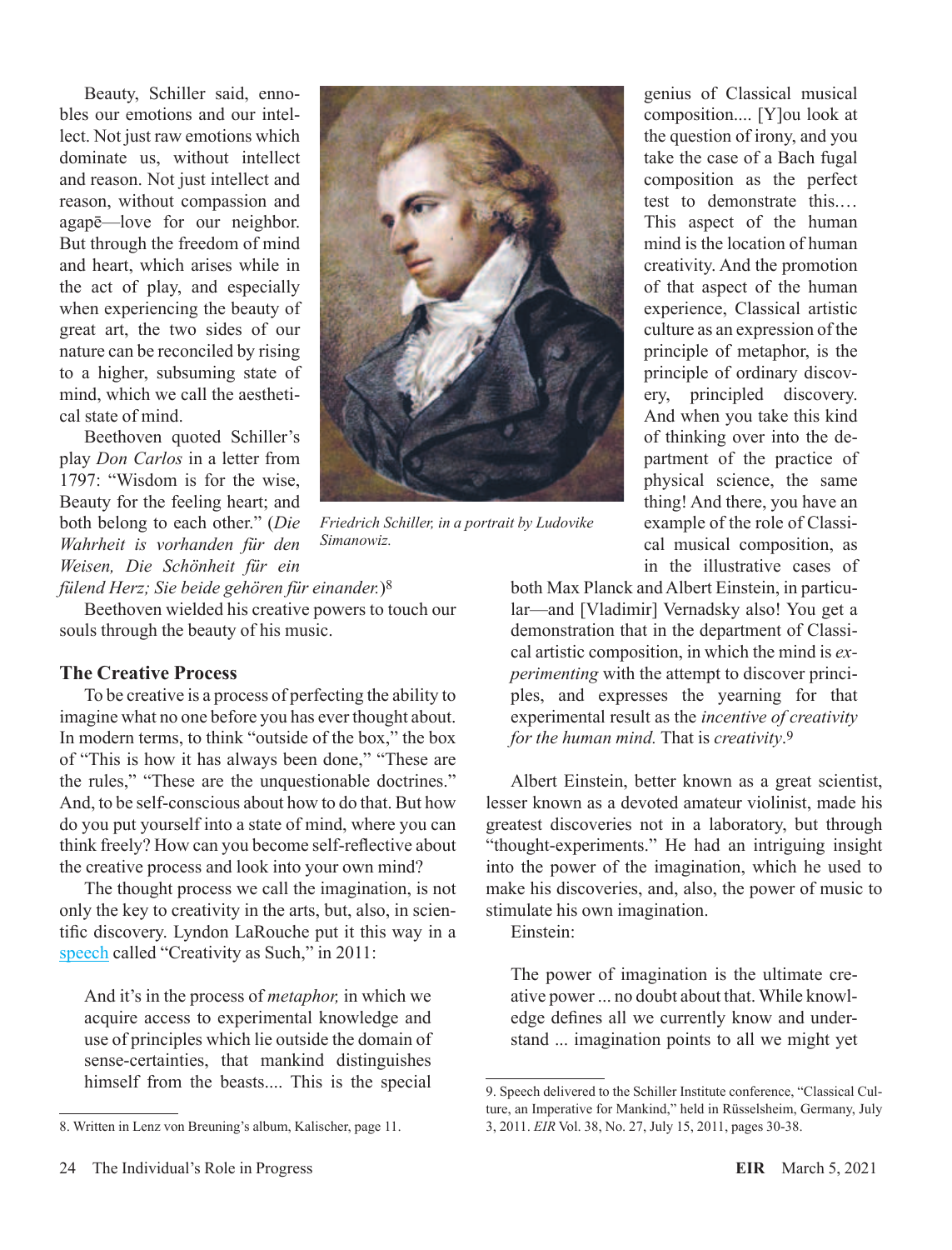Beauty, Schiller said, ennobles our emotions and our intellect. Not just raw emotions which dominate us, without intellect and reason. Not just intellect and reason, without compassion and agapē—love for our neighbor. But through the freedom of mind and heart, which arises while in the act of play, and especially when experiencing the beauty of great art, the two sides of our nature can be reconciled by rising to a higher, subsuming state of mind, which we call the aesthetical state of mind.

Beethoven quoted Schiller's play *Don Carlos* in a letter from 1797: "Wisdom is for the wise, Beauty for the feeling heart; and both belong to each other." (*Die Wahrheit is vorhanden für den Weisen, Die Schönheit für ein fülend Herz; Sie beide gehören für einander.*)[8]

*Friedrich Schiller, in a portrait by Ludovike Simanowiz.*

Beethoven wielded his creative powers to touch our souls through the beauty of his music.

## The Creative Process

To be creative is a process of perfecting the ability to imagine what no one before you has ever thought about. In modern terms, to think "outside of the box," the box of "This is how it has always been done," "These are the rules," "These are the unquestionable doctrines." And, to be self-conscious about how to do that. But how do you put yourself into a state of mind, where you can think freely? How can you become self-reflective about the creative process and look into your own mind?

The thought process we call the imagination, is not only the key to creativity in the arts, but, also, in scientific discovery. Lyndon LaRouche put it this way in a speech called "Creativity as Such," in 2011:

> And it's in the process of *metaphor,* in which we acquire access to experimental knowledge and use of principles which lie outside the domain of sense-certainties, that mankind distinguishes himself from the beasts.... This is the special genius of Classical musical composition.... [Y]ou look at the question of irony, and you take the case of a Bach fugal composition as the perfect test to demonstrate this.… This aspect of the human mind is the location of human creativity. And the promotion of that aspect of the human experience, Classical artistic culture as an expression of the principle of metaphor, is the principle of ordinary discovery, principled discovery. And when you take this kind of thinking over into the department of the practice of physical science, the same thing! And there, you have an example of the role of Classical musical composition, as in the illustrative cases of both Max Planck and Albert Einstein, in particular—and [Vladimir] Vernadsky also! You get a demonstration that in the department of Classical artistic composition, in which the mind is *experimenting* with the attempt to discover principles, and expresses the yearning for that experimental result as the *incentive of creativity for the human mind.* That is *creativity*.[9]

Albert Einstein, better known as a great scientist, lesser known as a devoted amateur violinist, made his greatest discoveries not in a laboratory, but through "thought-experiments." He had an intriguing insight into the power of the imagination, which he used to make his discoveries, and, also, the power of music to stimulate his own imagination.

Einstein:

> The power of imagination is the ultimate creative power ... no doubt about that. While knowledge defines all we currently know and understand ... imagination points to all we might yet

---

8. Written in Lenz von Breuning's album, Kalischer, page 11.

9. Speech delivered to the Schiller Institute conference, "Classical Culture, an Imperative for Mankind," held in Rüsselsheim, Germany, July 3, 2011. *EIR* Vol. 38, No. 27, July 15, 2011, pages 30-38.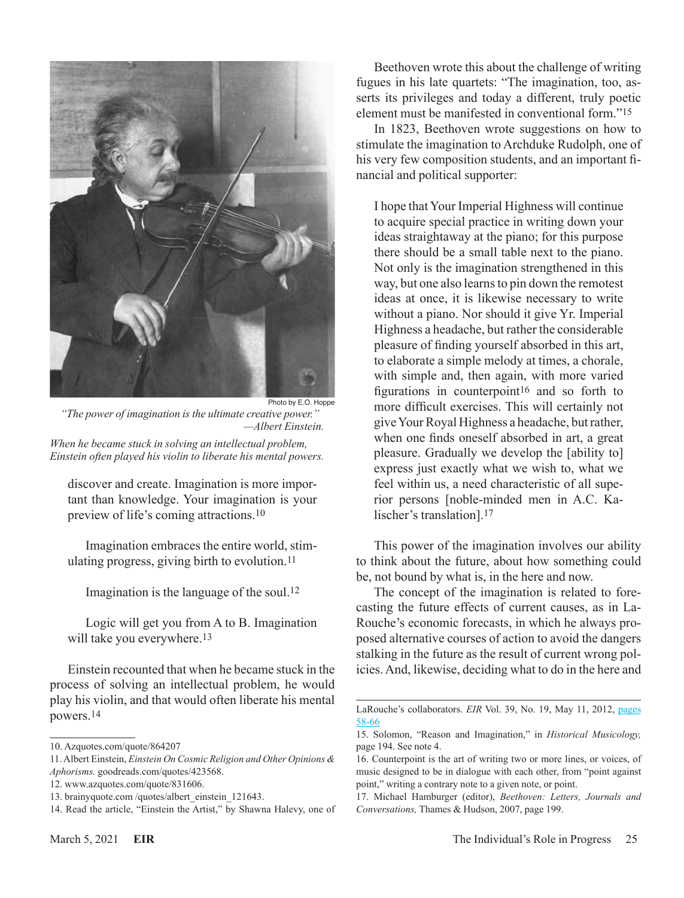Photo by E.O. Hoppe

*"The power of imagination is the ultimate creative power."*
*—Albert Einstein.*

*When he became stuck in solving an intellectual problem, Einstein often played his violin to liberate his mental powers.*

> discover and create. Imagination is more important than knowledge. Your imagination is your preview of life's coming attractions.[10]

> Imagination embraces the entire world, stimulating progress, giving birth to evolution.[11]

> Imagination is the language of the soul.[12]

> Logic will get you from A to B. Imagination will take you everywhere.[13]

Einstein recounted that when he became stuck in the process of solving an intellectual problem, he would play his violin, and that would often liberate his mental powers.[14]

Beethoven wrote this about the challenge of writing fugues in his late quartets: "The imagination, too, asserts its privileges and today a different, truly poetic element must be manifested in conventional form."[15]

In 1823, Beethoven wrote suggestions on how to stimulate the imagination to Archduke Rudolph, one of his very few composition students, and an important financial and political supporter:

> I hope that Your Imperial Highness will continue to acquire special practice in writing down your ideas straightaway at the piano; for this purpose there should be a small table next to the piano. Not only is the imagination strengthened in this way, but one also learns to pin down the remotest ideas at once, it is likewise necessary to write without a piano. Nor should it give Yr. Imperial Highness a headache, but rather the considerable pleasure of finding yourself absorbed in this art, to elaborate a simple melody at times, a chorale, with simple and, then again, with more varied figurations in counterpoint[16] and so forth to more difficult exercises. This will certainly not give Your Royal Highness a headache, but rather, when one finds oneself absorbed in art, a great pleasure. Gradually we develop the [ability to] express just exactly what we wish to, what we feel within us, a need characteristic of all superior persons [noble-minded men in A.C. Kalischer's translation].[17]

This power of the imagination involves our ability to think about the future, about how something could be, not bound by what is, in the here and now.

The concept of the imagination is related to forecasting the future effects of current causes, as in LaRouche's economic forecasts, in which he always proposed alternative courses of action to avoid the dangers stalking in the future as the result of current wrong policies. And, likewise, deciding what to do in the here and

---

10. Azquotes.com/quote/864207

11. Albert Einstein, *Einstein On Cosmic Religion and Other Opinions & Aphorisms.* goodreads.com/quotes/423568.

12. www.azquotes.com/quote/831606.

13. brainyquote.com /quotes/albert_einstein_121643.

14. Read the article, "Einstein the Artist," by Shawna Halevy, one of LaRouche's collaborators. *EIR* Vol. 39, No. 19, May 11, 2012, pages 58-66

15. Solomon, "Reason and Imagination," in *Historical Musicology,* page 194. See note 4.

16. Counterpoint is the art of writing two or more lines, or voices, of music designed to be in dialogue with each other, from "point against point," writing a contrary note to a given note, or point.

17. Michael Hamburger (editor), *Beethoven: Letters, Journals and Conversations,* Thames & Hudson, 2007, page 199.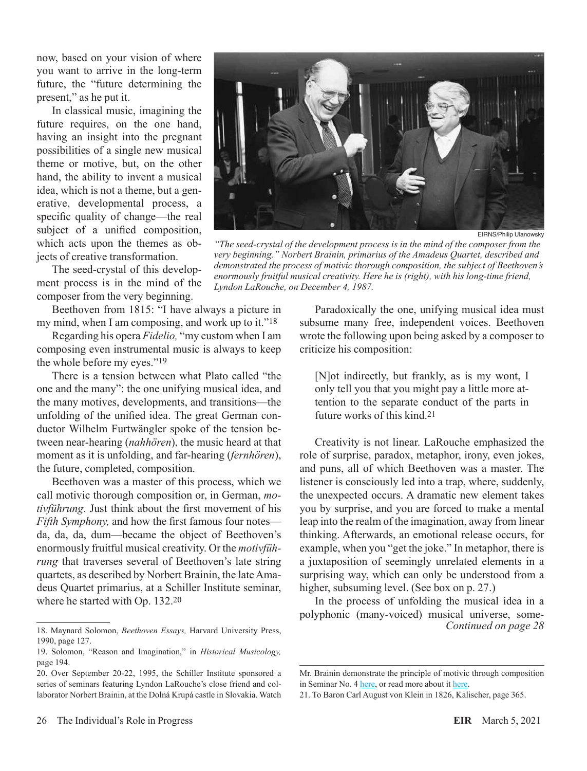now, based on your vision of where you want to arrive in the long-term future, the "future determining the present," as he put it.

In classical music, imagining the future requires, on the one hand, having an insight into the pregnant possibilities of a single new musical theme or motive, but, on the other hand, the ability to invent a musical idea, which is not a theme, but a generative, developmental process, a specific quality of change—the real subject of a unified composition, which acts upon the themes as objects of creative transformation.

The seed-crystal of this development process is in the mind of the composer from the very beginning.

EIRNS/Philip Ulanowsky

*"The seed-crystal of the development process is in the mind of the composer from the very beginning." Norbert Brainin, primarius of the Amadeus Quartet, described and demonstrated the process of motivic thorough composition, the subject of Beethoven's enormously fruitful musical creativity. Here he is (right), with his long-time friend, Lyndon LaRouche, on December 4, 1987.*

Beethoven from 1815: "I have always a picture in my mind, when I am composing, and work up to it."[18]

Regarding his opera *Fidelio,* "my custom when I am composing even instrumental music is always to keep the whole before my eyes."[19]

There is a tension between what Plato called "the one and the many": the one unifying musical idea, and the many motives, developments, and transitions—the unfolding of the unified idea. The great German conductor Wilhelm Furtwängler spoke of the tension between near-hearing (*nahhören*), the music heard at that moment as it is unfolding, and far-hearing (*fernhören*), the future, completed, composition.

Beethoven was a master of this process, which we call motivic thorough composition or, in German, *motivführung*. Just think about the first movement of his *Fifth Symphony,* and how the first famous four notes—da, da, da, dum—became the object of Beethoven's enormously fruitful musical creativity. Or the *motivführung* that traverses several of Beethoven's late string quartets, as described by Norbert Brainin, the late Amadeus Quartet primarius, at a Schiller Institute seminar, where he started with Op. 132.[20]

Paradoxically the one, unifying musical idea must subsume many free, independent voices. Beethoven wrote the following upon being asked by a composer to criticize his composition:

> [N]ot indirectly, but frankly, as is my wont, I only tell you that you might pay a little more attention to the separate conduct of the parts in future works of this kind.[21]

Creativity is not linear. LaRouche emphasized the role of surprise, paradox, metaphor, irony, even jokes, and puns, all of which Beethoven was a master. The listener is consciously led into a trap, where, suddenly, the unexpected occurs. A dramatic new element takes you by surprise, and you are forced to make a mental leap into the realm of the imagination, away from linear thinking. Afterwards, an emotional release occurs, for example, when you "get the joke." In metaphor, there is a juxtaposition of seemingly unrelated elements in a surprising way, which can only be understood from a higher, subsuming level. (See box on p. 27.)

In the process of unfolding the musical idea in a polyphonic (many-voiced) musical universe, some-

*Continued on page 28*

---

18. Maynard Solomon, *Beethoven Essays,* Harvard University Press, 1990, page 127.

19. Solomon, "Reason and Imagination," in *Historical Musicology,* page 194.

20. Over September 20-22, 1995, the Schiller Institute sponsored a series of seminars featuring Lyndon LaRouche's close friend and collaborator Norbert Brainin, at the Dolná Krupá castle in Slovakia. Watch Mr. Brainin demonstrate the principle of motivic through composition in Seminar No. 4 here, or read more about it here.

21. To Baron Carl August von Klein in 1826, Kalischer, page 365.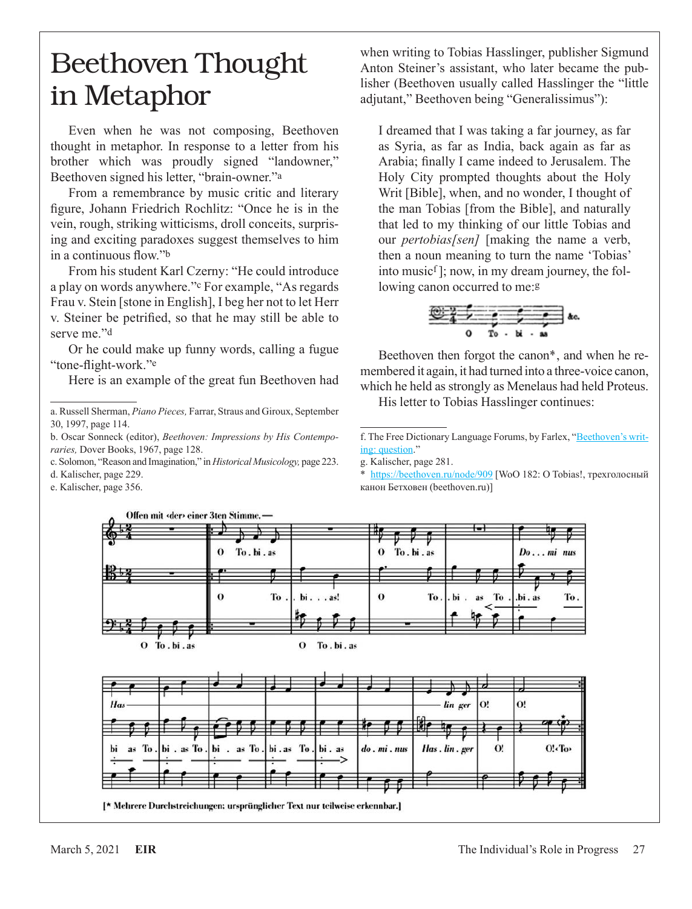# Beethoven Thought in Metaphor

Even when he was not composing, Beethoven thought in metaphor. In response to a letter from his brother which was proudly signed "landowner," Beethoven signed his letter, "brain-owner."[a]

From a remembrance by music critic and literary figure, Johann Friedrich Rochlitz: "Once he is in the vein, rough, striking witticisms, droll conceits, surprising and exciting paradoxes suggest themselves to him in a continuous flow."[b]

From his student Karl Czerny: "He could introduce a play on words anywhere."[c] For example, "As regards Frau v. Stein [stone in English], I beg her not to let Herr v. Steiner be petrified, so that he may still be able to serve me."[d]

Or he could make up funny words, calling a fugue "tone-flight-work."[e]

Here is an example of the great fun Beethoven had when writing to Tobias Hasslinger, publisher Sigmund Anton Steiner's assistant, who later became the publisher (Beethoven usually called Hasslinger the "little adjutant," Beethoven being "Generalissimus"):

> I dreamed that I was taking a far journey, as far as Syria, as far as India, back again as far as Arabia; finally I came indeed to Jerusalem. The Holy City prompted thoughts about the Holy Writ [Bible], when, and no wonder, I thought of the man Tobias [from the Bible], and naturally that led to my thinking of our little Tobias and our *pertobias[sen]* [making the name a verb, then a noun meaning to turn the name 'Tobias' into music[f] ]; now, in my dream journey, the following canon occurred to me:[g]

Beethoven then forgot the canon*, and when he remembered it again, it had turned into a three-voice canon, which he held as strongly as Menelaus had held Proteus.

His letter to Tobias Hasslinger continues:

[* Mehrere Durchstreichungen; ursprünglicher Text nur teilweise erkennbar.]

---

a. Russell Sherman, *Piano Pieces,* Farrar, Straus and Giroux, September 30, 1997, page 114.

b. Oscar Sonneck (editor), *Beethoven: Impressions by His Contemporaries,* Dover Books, 1967, page 128.

c. Solomon, "Reason and Imagination," in *Historical Musicology,* page 223.

d. Kalischer, page 229.

e. Kalischer, page 356.

f. The Free Dictionary Language Forums, by Farlex, "Beethoven's writing: question."

g. Kalischer, page 281.

\* https://beethoven.ru/node/909 [WoO 182: O Tobias!, трехголосный канон Бетховен (beethoven.ru)]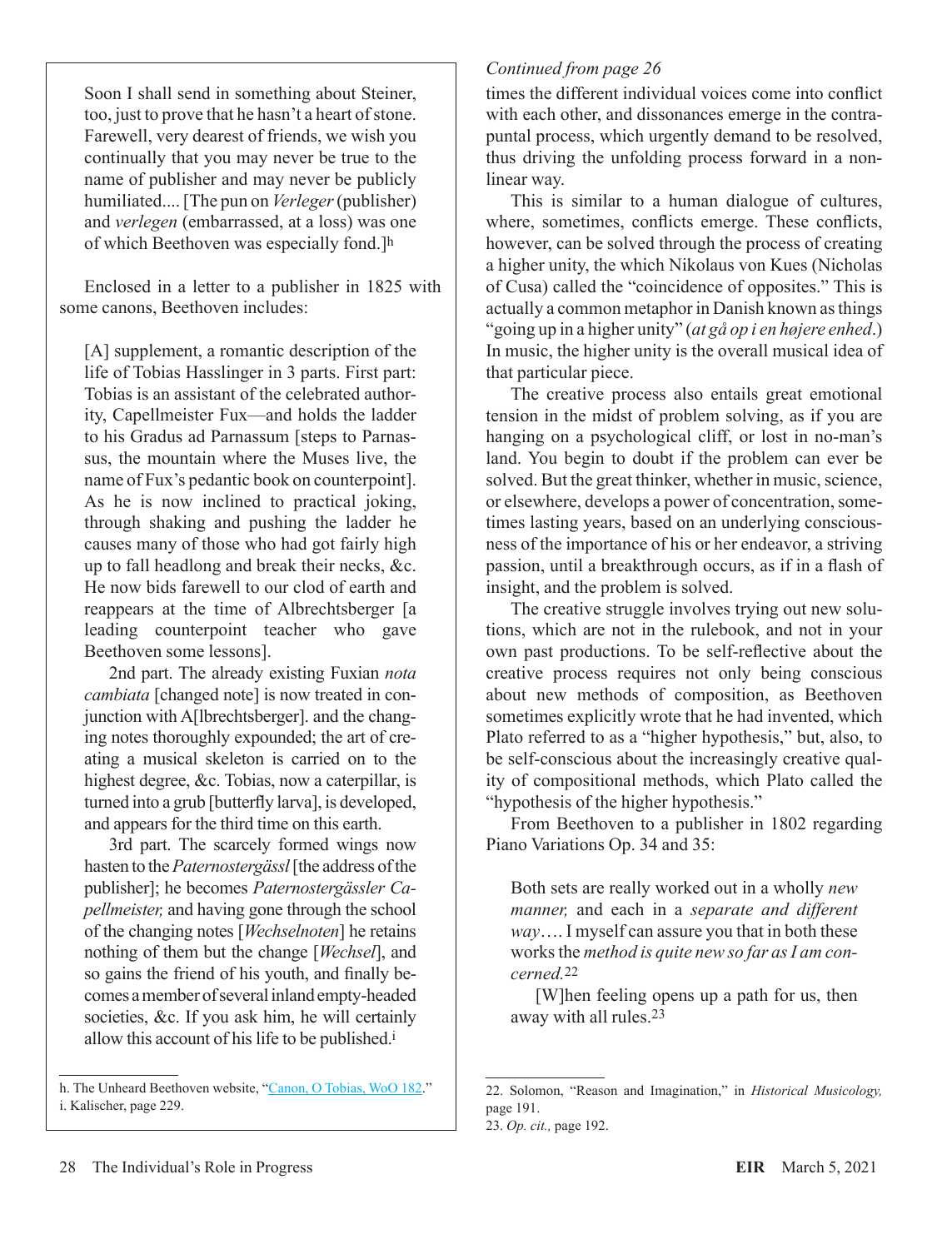Soon I shall send in something about Steiner, too, just to prove that he hasn't a heart of stone. Farewell, very dearest of friends, we wish you continually that you may never be true to the name of publisher and may never be publicly humiliated.... [The pun on *Verleger* (publisher) and *verlegen* (embarrassed, at a loss) was one of which Beethoven was especially fond.][h]

Enclosed in a letter to a publisher in 1825 with some canons, Beethoven includes:

> [A] supplement, a romantic description of the life of Tobias Hasslinger in 3 parts. First part: Tobias is an assistant of the celebrated authority, Capellmeister Fux—and holds the ladder to his Gradus ad Parnassum [steps to Parnassus, the mountain where the Muses live, the name of Fux's pedantic book on counterpoint]. As he is now inclined to practical joking, through shaking and pushing the ladder he causes many of those who had got fairly high up to fall headlong and break their necks, &c. He now bids farewell to our clod of earth and reappears at the time of Albrechtsberger [a leading counterpoint teacher who gave Beethoven some lessons].
>
> 2nd part. The already existing Fuxian *nota cambiata* [changed note] is now treated in conjunction with A[lbrechtsberger]. and the changing notes thoroughly expounded; the art of creating a musical skeleton is carried on to the highest degree, &c. Tobias, now a caterpillar, is turned into a grub [butterfly larva], is developed, and appears for the third time on this earth.
>
> 3rd part. The scarcely formed wings now hasten to the *Paternostergässl* [the address of the publisher]; he becomes *Paternostergässler Capellmeister,* and having gone through the school of the changing notes [*Wechselnoten*] he retains nothing of them but the change [*Wechsel*], and so gains the friend of his youth, and finally becomes a member of several inland empty-headed societies, &c. If you ask him, he will certainly allow this account of his life to be published.[i]

h. The Unheard Beethoven website, "Canon, O Tobias, WoO 182."
i. Kalischer, page 229.

*Continued from page 26*

times the different individual voices come into conflict with each other, and dissonances emerge in the contrapuntal process, which urgently demand to be resolved, thus driving the unfolding process forward in a non-linear way.

This is similar to a human dialogue of cultures, where, sometimes, conflicts emerge. These conflicts, however, can be solved through the process of creating a higher unity, the which Nikolaus von Kues (Nicholas of Cusa) called the "coincidence of opposites." This is actually a common metaphor in Danish known as things "going up in a higher unity" (*at gå op i en højere enhed*.) In music, the higher unity is the overall musical idea of that particular piece.

The creative process also entails great emotional tension in the midst of problem solving, as if you are hanging on a psychological cliff, or lost in no-man's land. You begin to doubt if the problem can ever be solved. But the great thinker, whether in music, science, or elsewhere, develops a power of concentration, sometimes lasting years, based on an underlying consciousness of the importance of his or her endeavor, a striving passion, until a breakthrough occurs, as if in a flash of insight, and the problem is solved.

The creative struggle involves trying out new solutions, which are not in the rulebook, and not in your own past productions. To be self-reflective about the creative process requires not only being conscious about new methods of composition, as Beethoven sometimes explicitly wrote that he had invented, which Plato referred to as a "higher hypothesis," but, also, to be self-conscious about the increasingly creative quality of compositional methods, which Plato called the "hypothesis of the higher hypothesis."

From Beethoven to a publisher in 1802 regarding Piano Variations Op. 34 and 35:

> Both sets are really worked out in a wholly *new manner,* and each in a *separate and different way*…. I myself can assure you that in both these works the *method is quite new so far as I am concerned.*[22]
>
> [W]hen feeling opens up a path for us, then away with all rules.[23]

22. Solomon, "Reason and Imagination," in *Historical Musicology,* page 191.
23. *Op. cit.,* page 192.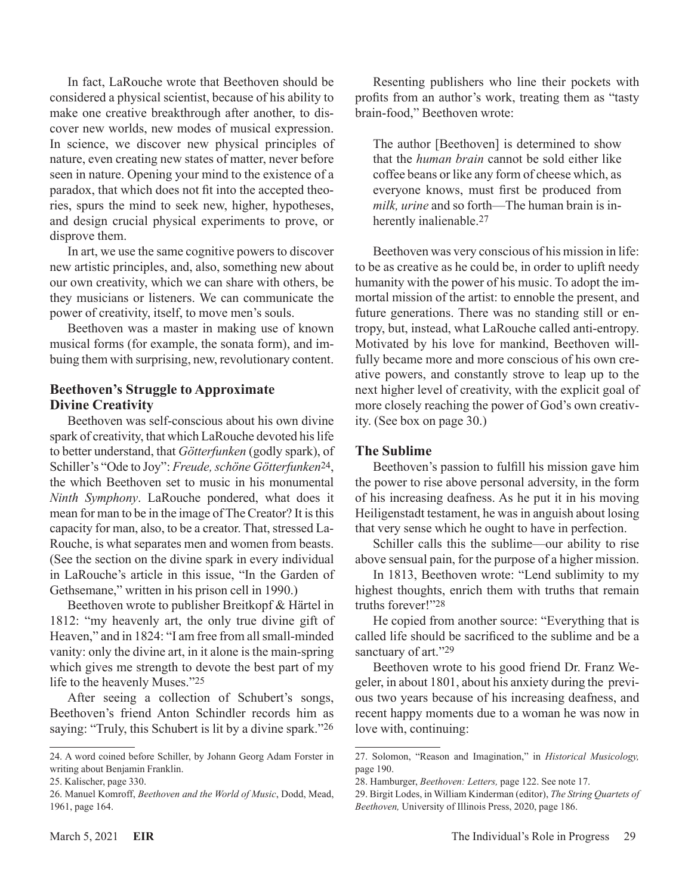In fact, LaRouche wrote that Beethoven should be considered a physical scientist, because of his ability to make one creative breakthrough after another, to discover new worlds, new modes of musical expression. In science, we discover new physical principles of nature, even creating new states of matter, never before seen in nature. Opening your mind to the existence of a paradox, that which does not fit into the accepted theories, spurs the mind to seek new, higher, hypotheses, and design crucial physical experiments to prove, or disprove them.

In art, we use the same cognitive powers to discover new artistic principles, and, also, something new about our own creativity, which we can share with others, be they musicians or listeners. We can communicate the power of creativity, itself, to move men's souls.

Beethoven was a master in making use of known musical forms (for example, the sonata form), and imbuing them with surprising, new, revolutionary content.

## Beethoven's Struggle to Approximate Divine Creativity

Beethoven was self-conscious about his own divine spark of creativity, that which LaRouche devoted his life to better understand, that *Götterfunken* (godly spark), of Schiller's "Ode to Joy": *Freude, schöne Götterfunken*[24], the which Beethoven set to music in his monumental *Ninth Symphony*. LaRouche pondered, what does it mean for man to be in the image of The Creator? It is this capacity for man, also, to be a creator. That, stressed LaRouche, is what separates men and women from beasts. (See the section on the divine spark in every individual in LaRouche's article in this issue, "In the Garden of Gethsemane," written in his prison cell in 1990.)

Beethoven wrote to publisher Breitkopf & Härtel in 1812: "my heavenly art, the only true divine gift of Heaven," and in 1824: "I am free from all small-minded vanity: only the divine art, in it alone is the main-spring which gives me strength to devote the best part of my life to the heavenly Muses."[25]

After seeing a collection of Schubert's songs, Beethoven's friend Anton Schindler records him as saying: "Truly, this Schubert is lit by a divine spark."[26]

Resenting publishers who line their pockets with profits from an author's work, treating them as "tasty brain-food," Beethoven wrote:

> The author [Beethoven] is determined to show that the *human brain* cannot be sold either like coffee beans or like any form of cheese which, as everyone knows, must first be produced from *milk, urine* and so forth—The human brain is inherently inalienable.[27]

Beethoven was very conscious of his mission in life: to be as creative as he could be, in order to uplift needy humanity with the power of his music. To adopt the immortal mission of the artist: to ennoble the present, and future generations. There was no standing still or entropy, but, instead, what LaRouche called anti-entropy. Motivated by his love for mankind, Beethoven willfully became more and more conscious of his own creative powers, and constantly strove to leap up to the next higher level of creativity, with the explicit goal of more closely reaching the power of God's own creativity. (See box on page 30.)

## The Sublime

Beethoven's passion to fulfill his mission gave him the power to rise above personal adversity, in the form of his increasing deafness. As he put it in his moving Heiligenstadt testament, he was in anguish about losing that very sense which he ought to have in perfection.

Schiller calls this the sublime—our ability to rise above sensual pain, for the purpose of a higher mission.

In 1813, Beethoven wrote: "Lend sublimity to my highest thoughts, enrich them with truths that remain truths forever!"[28]

He copied from another source: "Everything that is called life should be sacrificed to the sublime and be a sanctuary of art."[29]

Beethoven wrote to his good friend Dr. Franz Wegeler, in about 1801, about his anxiety during the previous two years because of his increasing deafness, and recent happy moments due to a woman he was now in love with, continuing:

---

24. A word coined before Schiller, by Johann Georg Adam Forster in writing about Benjamin Franklin.

25. Kalischer, page 330.

26. Manuel Komroff, *Beethoven and the World of Music*, Dodd, Mead, 1961, page 164.

27. Solomon, "Reason and Imagination," in *Historical Musicology,* page 190.

28. Hamburger, *Beethoven: Letters,* page 122. See note 17.

29. Birgit Lodes, in William Kinderman (editor), *The String Quartets of Beethoven,* University of Illinois Press, 2020, page 186.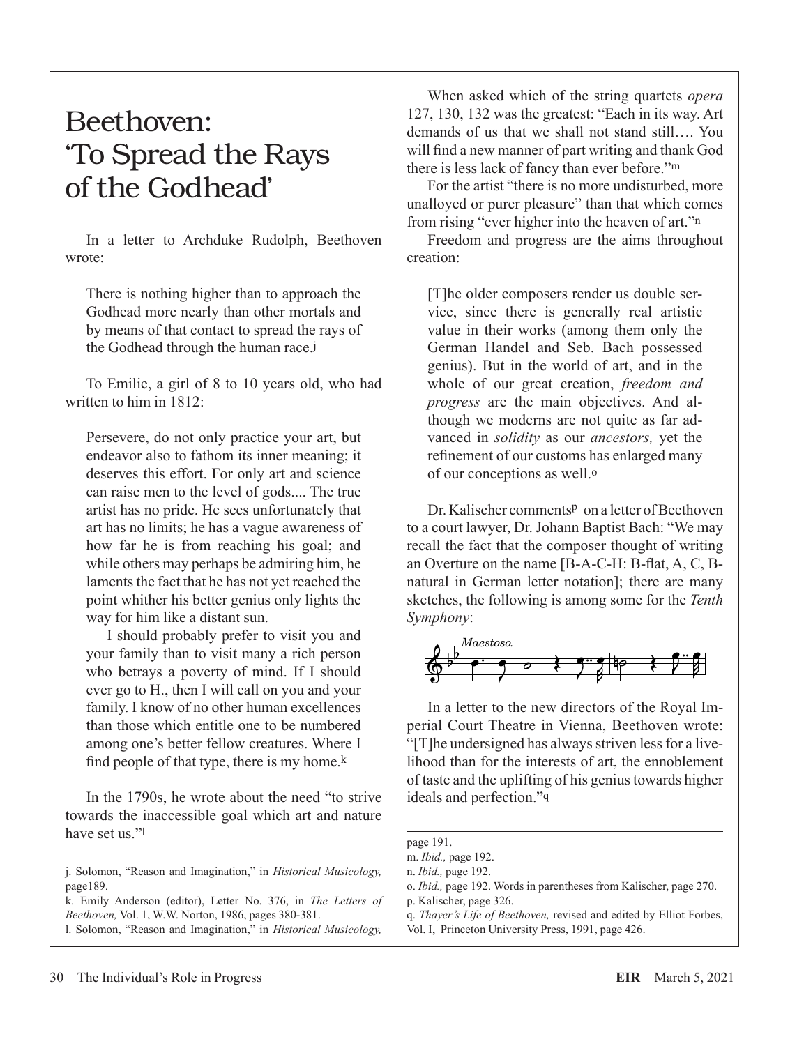# Beethoven: 'To Spread the Rays of the Godhead'

In a letter to Archduke Rudolph, Beethoven wrote:

> There is nothing higher than to approach the Godhead more nearly than other mortals and by means of that contact to spread the rays of the Godhead through the human race.[j]

To Emilie, a girl of 8 to 10 years old, who had written to him in 1812:

> Persevere, do not only practice your art, but endeavor also to fathom its inner meaning; it deserves this effort. For only art and science can raise men to the level of gods.... The true artist has no pride. He sees unfortunately that art has no limits; he has a vague awareness of how far he is from reaching his goal; and while others may perhaps be admiring him, he laments the fact that he has not yet reached the point whither his better genius only lights the way for him like a distant sun.
>
> I should probably prefer to visit you and your family than to visit many a rich person who betrays a poverty of mind. If I should ever go to H., then I will call on you and your family. I know of no other human excellences than those which entitle one to be numbered among one's better fellow creatures. Where I find people of that type, there is my home.[k]

In the 1790s, he wrote about the need "to strive towards the inaccessible goal which art and nature have set us."[l]

When asked which of the string quartets *opera* 127, 130, 132 was the greatest: "Each in its way. Art demands of us that we shall not stand still…. You will find a new manner of part writing and thank God there is less lack of fancy than ever before."[m]

For the artist "there is no more undisturbed, more unalloyed or purer pleasure" than that which comes from rising "ever higher into the heaven of art."[n]

Freedom and progress are the aims throughout creation:

> [T]he older composers render us double service, since there is generally real artistic value in their works (among them only the German Handel and Seb. Bach possessed genius). But in the world of art, and in the whole of our great creation, *freedom and progress* are the main objectives. And although we moderns are not quite as far advanced in *solidity* as our *ancestors,* yet the refinement of our customs has enlarged many of our conceptions as well.[o]

Dr. Kalischer comments[p] on a letter of Beethoven to a court lawyer, Dr. Johann Baptist Bach: "We may recall the fact that the composer thought of writing an Overture on the name [B-A-C-H: B-flat, A, C, B-natural in German letter notation]; there are many sketches, the following is among some for the *Tenth Symphony*:

*Maestoso.*

In a letter to the new directors of the Royal Imperial Court Theatre in Vienna, Beethoven wrote: "[T]he undersigned has always striven less for a livelihood than for the interests of art, the ennoblement of taste and the uplifting of his genius towards higher ideals and perfection."[q]

---

j. Solomon, "Reason and Imagination," in *Historical Musicology,* page189.

k. Emily Anderson (editor), Letter No. 376, in *The Letters of Beethoven,* Vol. 1, W.W. Norton, 1986, pages 380-381.

l. Solomon, "Reason and Imagination," in *Historical Musicology,* page 191.

m. *Ibid.,* page 192.

n. *Ibid.,* page 192.

o. *Ibid.,* page 192. Words in parentheses from Kalischer, page 270.

p. Kalischer, page 326.

q. *Thayer's Life of Beethoven,* revised and edited by Elliot Forbes, Vol. I, Princeton University Press, 1991, page 426.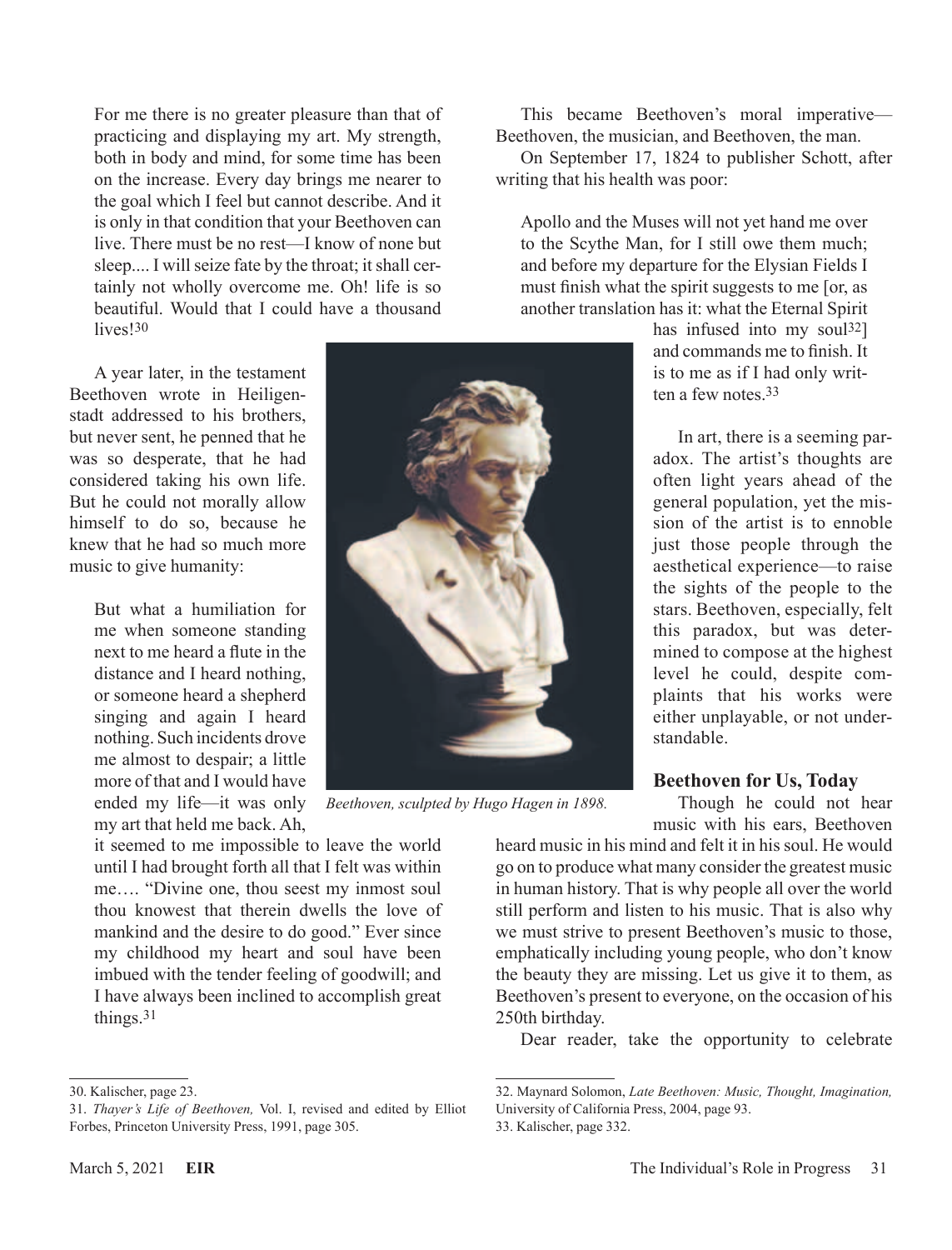For me there is no greater pleasure than that of practicing and displaying my art. My strength, both in body and mind, for some time has been on the increase. Every day brings me nearer to the goal which I feel but cannot describe. And it is only in that condition that your Beethoven can live. There must be no rest—I know of none but sleep.... I will seize fate by the throat; it shall certainly not wholly overcome me. Oh! life is so beautiful. Would that I could have a thousand lives![30]

A year later, in the testament Beethoven wrote in Heiligenstadt addressed to his brothers, but never sent, he penned that he was so desperate, that he had considered taking his own life. But he could not morally allow himself to do so, because he knew that he had so much more music to give humanity:

> But what a humiliation for me when someone standing next to me heard a flute in the distance and I heard nothing, or someone heard a shepherd singing and again I heard nothing. Such incidents drove me almost to despair; a little more of that and I would have ended my life—it was only my art that held me back. Ah, it seemed to me impossible to leave the world until I had brought forth all that I felt was within me…. "Divine one, thou seest my inmost soul thou knowest that therein dwells the love of mankind and the desire to do good." Ever since my childhood my heart and soul have been imbued with the tender feeling of goodwill; and I have always been inclined to accomplish great things.[31]

*Beethoven, sculpted by Hugo Hagen in 1898.*

This became Beethoven's moral imperative—Beethoven, the musician, and Beethoven, the man.

On September 17, 1824 to publisher Schott, after writing that his health was poor:

> Apollo and the Muses will not yet hand me over to the Scythe Man, for I still owe them much; and before my departure for the Elysian Fields I must finish what the spirit suggests to me [or, as another translation has it: what the Eternal Spirit has infused into my soul[32]] and commands me to finish. It is to me as if I had only written a few notes.[33]

In art, there is a seeming paradox. The artist's thoughts are often light years ahead of the general population, yet the mission of the artist is to ennoble just those people through the aesthetical experience—to raise the sights of the people to the stars. Beethoven, especially, felt this paradox, but was determined to compose at the highest level he could, despite complaints that his works were either unplayable, or not understandable.

### Beethoven for Us, Today

Though he could not hear music with his ears, Beethoven heard music in his mind and felt it in his soul. He would go on to produce what many consider the greatest music in human history. That is why people all over the world still perform and listen to his music. That is also why we must strive to present Beethoven's music to those, emphatically including young people, who don't know the beauty they are missing. Let us give it to them, as Beethoven's present to everyone, on the occasion of his 250th birthday.

Dear reader, take the opportunity to celebrate

---

30. Kalischer, page 23.

31. *Thayer's Life of Beethoven,* Vol. I, revised and edited by Elliot Forbes, Princeton University Press, 1991, page 305.

32. Maynard Solomon, *Late Beethoven: Music, Thought, Imagination,* University of California Press, 2004, page 93.

33. Kalischer, page 332.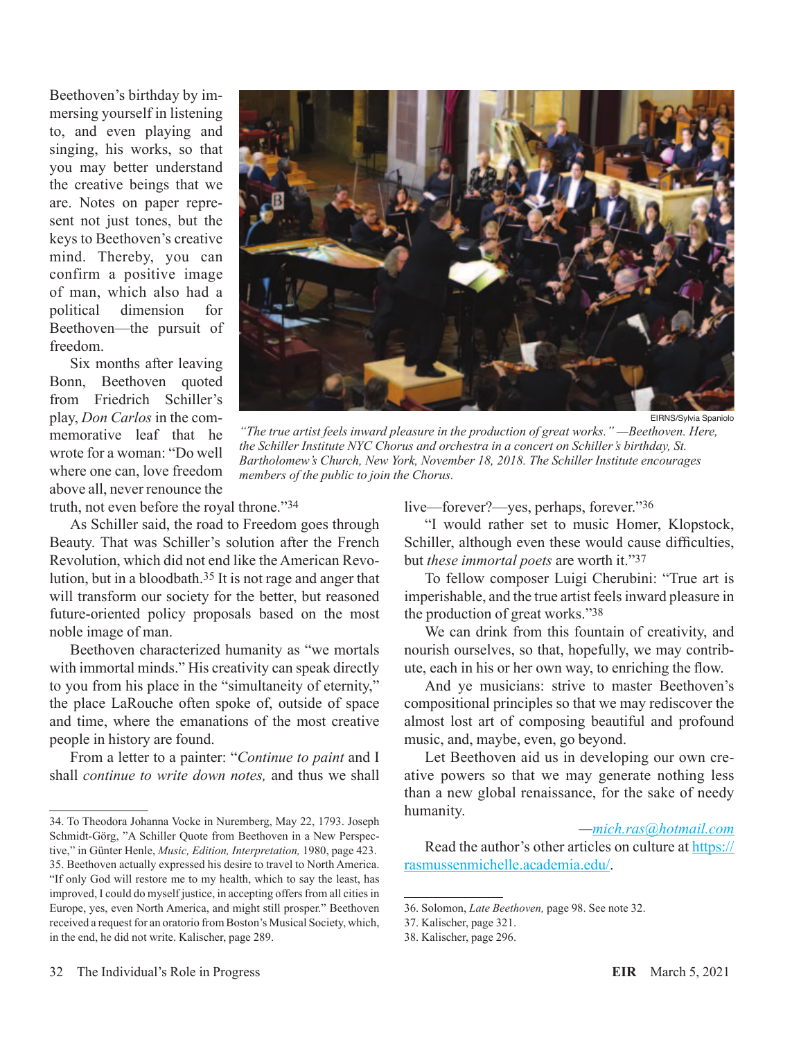Beethoven's birthday by immersing yourself in listening to, and even playing and singing, his works, so that you may better understand the creative beings that we are. Notes on paper represent not just tones, but the keys to Beethoven's creative mind. Thereby, you can confirm a positive image of man, which also had a political dimension for Beethoven—the pursuit of freedom.

Six months after leaving Bonn, Beethoven quoted from Friedrich Schiller's play, *Don Carlos* in the commemorative leaf that he wrote for a woman: "Do well where one can, love freedom above all, never renounce the truth, not even before the royal throne."[34]

EIRNS/Sylvia Spaniolo

*"The true artist feels inward pleasure in the production of great works." —Beethoven. Here, the Schiller Institute NYC Chorus and orchestra in a concert on Schiller's birthday, St. Bartholomew's Church, New York, November 18, 2018. The Schiller Institute encourages members of the public to join the Chorus.*

As Schiller said, the road to Freedom goes through Beauty. That was Schiller's solution after the French Revolution, which did not end like the American Revolution, but in a bloodbath.[35] It is not rage and anger that will transform our society for the better, but reasoned future-oriented policy proposals based on the most noble image of man.

Beethoven characterized humanity as "we mortals with immortal minds." His creativity can speak directly to you from his place in the "simultaneity of eternity," the place LaRouche often spoke of, outside of space and time, where the emanations of the most creative people in history are found.

From a letter to a painter: "*Continue to paint* and I shall *continue to write down notes,* and thus we shall live—forever?—yes, perhaps, forever."[36]

"I would rather set to music Homer, Klopstock, Schiller, although even these would cause difficulties, but *these immortal poets* are worth it."[37]

To fellow composer Luigi Cherubini: "True art is imperishable, and the true artist feels inward pleasure in the production of great works."[38]

We can drink from this fountain of creativity, and nourish ourselves, so that, hopefully, we may contribute, each in his or her own way, to enriching the flow.

And ye musicians: strive to master Beethoven's compositional principles so that we may rediscover the almost lost art of composing beautiful and profound music, and, maybe, even, go beyond.

Let Beethoven aid us in developing our own creative powers so that we may generate nothing less than a new global renaissance, for the sake of needy humanity.

—*mich.ras@hotmail.com*

Read the author's other articles on culture at https://rasmussenmichelle.academia.edu/.

---

34. To Theodora Johanna Vocke in Nuremberg, May 22, 1793. Joseph Schmidt-Görg, "A Schiller Quote from Beethoven in a New Perspective," in Günter Henle, *Music, Edition, Interpretation,* 1980, page 423.

35. Beethoven actually expressed his desire to travel to North America. "If only God will restore me to my health, which to say the least, has improved, I could do myself justice, in accepting offers from all cities in Europe, yes, even North America, and might still prosper." Beethoven received a request for an oratorio from Boston's Musical Society, which, in the end, he did not write. Kalischer, page 289.

36. Solomon, *Late Beethoven,* page 98. See note 32.

37. Kalischer, page 321.

38. Kalischer, page 296.